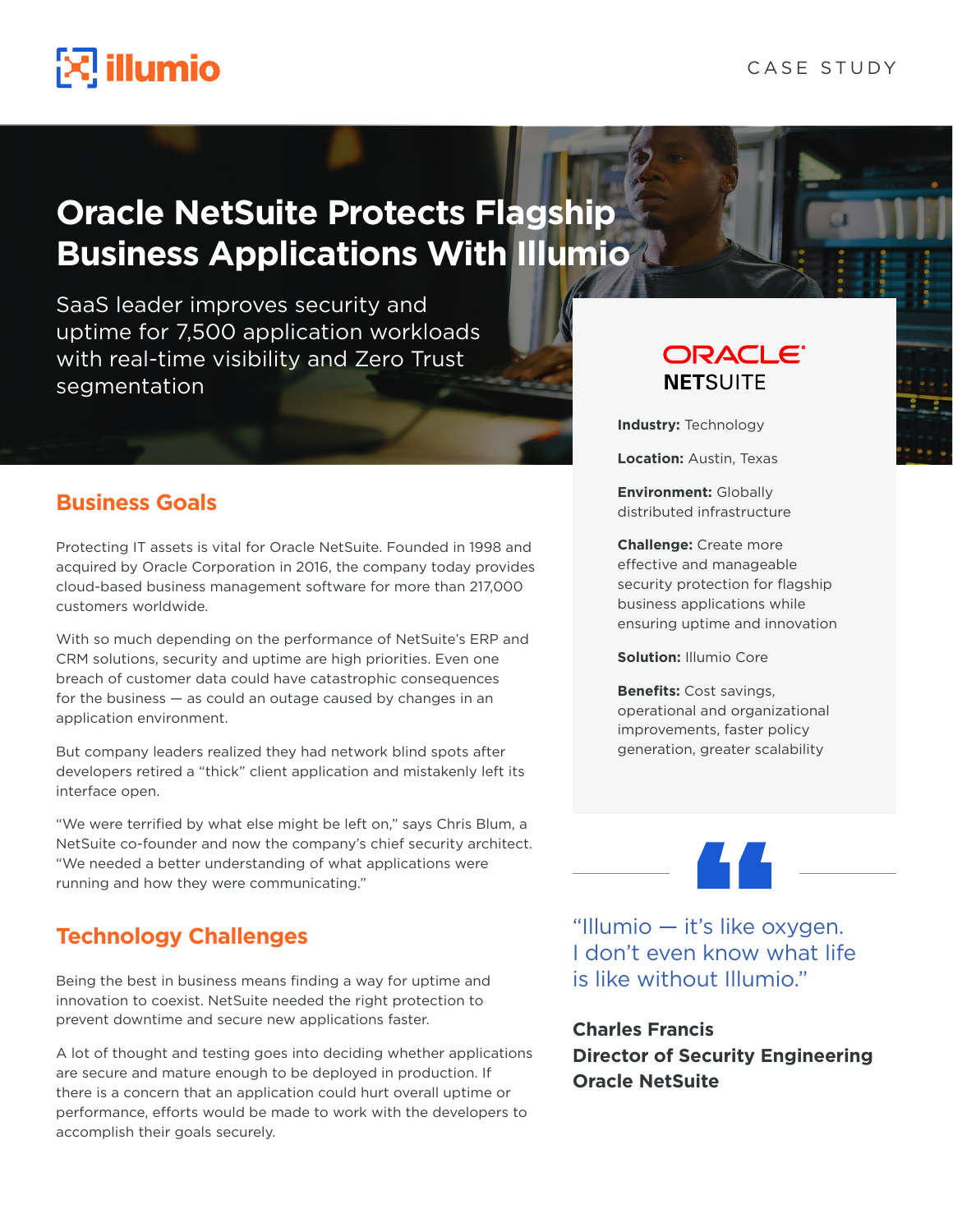CASE STUDY

# Oracle NetSuite Protects Flagship Business Applications With Illumio

SaaS leader improves security and uptime for 7,500 application workloads with real-time visibility and Zero Trust segmentation

## Business Goals

Protecting IT assets is vital for Oracle NetSuite. Founded in 1998 and acquired by Oracle Corporation in 2016, the company today provides cloud-based business management software for more than 217,000 customers worldwide.

With so much depending on the performance of NetSuite's ERP and CRM solutions, security and uptime are high priorities. Even one breach of customer data could have catastrophic consequences for the business — as could an outage caused by changes in an application environment.

But company leaders realized they had network blind spots after developers retired a "thick" client application and mistakenly left its interface open.

"We were terrified by what else might be left on," says Chris Blum, a NetSuite co-founder and now the company's chief security architect. "We needed a better understanding of what applications were running and how they were communicating."

## Technology Challenges

Being the best in business means finding a way for uptime and innovation to coexist. NetSuite needed the right protection to prevent downtime and secure new applications faster.

A lot of thought and testing goes into deciding whether applications are secure and mature enough to be deployed in production. If there is a concern that an application could hurt overall uptime or performance, efforts would be made to work with the developers to accomplish their goals securely.

ORACLE NETSUITE

**Industry:** Technology

**Location:** Austin, Texas

**Environment:** Globally distributed infrastructure

**Challenge:** Create more effective and manageable security protection for flagship business applications while ensuring uptime and innovation

**Solution:** Illumio Core

**Benefits:** Cost savings, operational and organizational improvements, faster policy generation, greater scalability

"Illumio — it's like oxygen. I don't even know what life is like without Illumio."

**Charles Francis**
**Director of Security Engineering**
**Oracle NetSuite**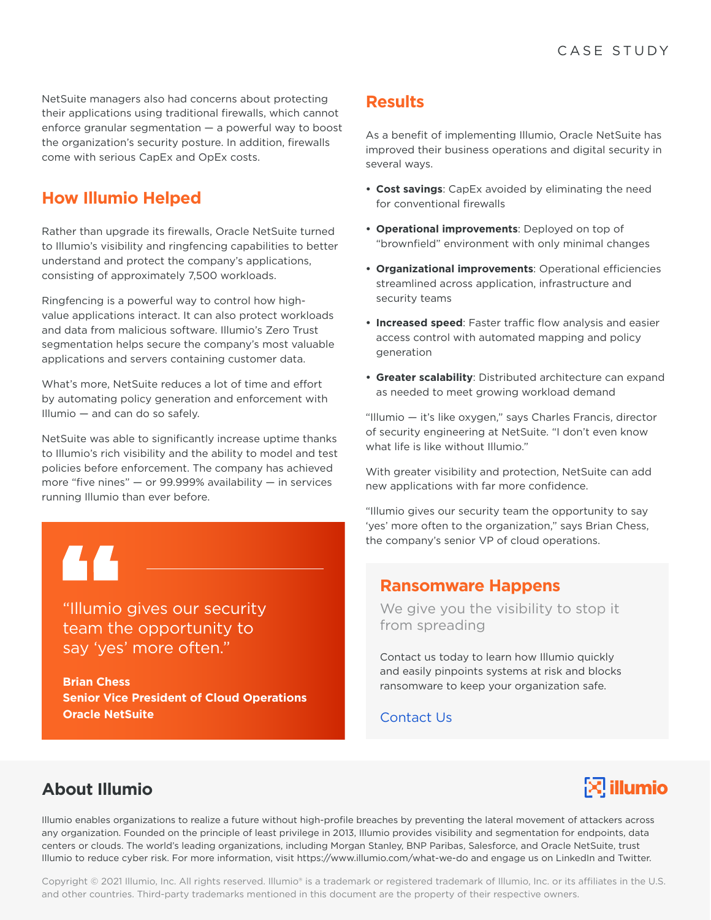NetSuite managers also had concerns about protecting their applications using traditional firewalls, which cannot enforce granular segmentation — a powerful way to boost the organization's security posture. In addition, firewalls come with serious CapEx and OpEx costs.

## How Illumio Helped

Rather than upgrade its firewalls, Oracle NetSuite turned to Illumio's visibility and ringfencing capabilities to better understand and protect the company's applications, consisting of approximately 7,500 workloads.

Ringfencing is a powerful way to control how high-value applications interact. It can also protect workloads and data from malicious software. Illumio's Zero Trust segmentation helps secure the company's most valuable applications and servers containing customer data.

What's more, NetSuite reduces a lot of time and effort by automating policy generation and enforcement with Illumio — and can do so safely.

NetSuite was able to significantly increase uptime thanks to Illumio's rich visibility and the ability to model and test policies before enforcement. The company has achieved more "five nines" — or 99.999% availability — in services running Illumio than ever before.

> "Illumio gives our security team the opportunity to say 'yes' more often."
>
> **Brian Chess**
> **Senior Vice President of Cloud Operations**
> **Oracle NetSuite**

## Results

As a benefit of implementing Illumio, Oracle NetSuite has improved their business operations and digital security in several ways.

- **Cost savings**: CapEx avoided by eliminating the need for conventional firewalls
- **Operational improvements**: Deployed on top of "brownfield" environment with only minimal changes
- **Organizational improvements**: Operational efficiencies streamlined across application, infrastructure and security teams
- **Increased speed**: Faster traffic flow analysis and easier access control with automated mapping and policy generation
- **Greater scalability**: Distributed architecture can expand as needed to meet growing workload demand

"Illumio — it's like oxygen," says Charles Francis, director of security engineering at NetSuite. "I don't even know what life is like without Illumio."

With greater visibility and protection, NetSuite can add new applications with far more confidence.

"Illumio gives our security team the opportunity to say 'yes' more often to the organization," says Brian Chess, the company's senior VP of cloud operations.

### Ransomware Happens

We give you the visibility to stop it from spreading

Contact us today to learn how Illumio quickly and easily pinpoints systems at risk and blocks ransomware to keep your organization safe.

Contact Us

## About Illumio

Illumio enables organizations to realize a future without high-profile breaches by preventing the lateral movement of attackers across any organization. Founded on the principle of least privilege in 2013, Illumio provides visibility and segmentation for endpoints, data centers or clouds. The world's leading organizations, including Morgan Stanley, BNP Paribas, Salesforce, and Oracle NetSuite, trust Illumio to reduce cyber risk. For more information, visit https://www.illumio.com/what-we-do and engage us on LinkedIn and Twitter.

Copyright © 2021 Illumio, Inc. All rights reserved. Illumio® is a trademark or registered trademark of Illumio, Inc. or its affiliates in the U.S. and other countries. Third-party trademarks mentioned in this document are the property of their respective owners.